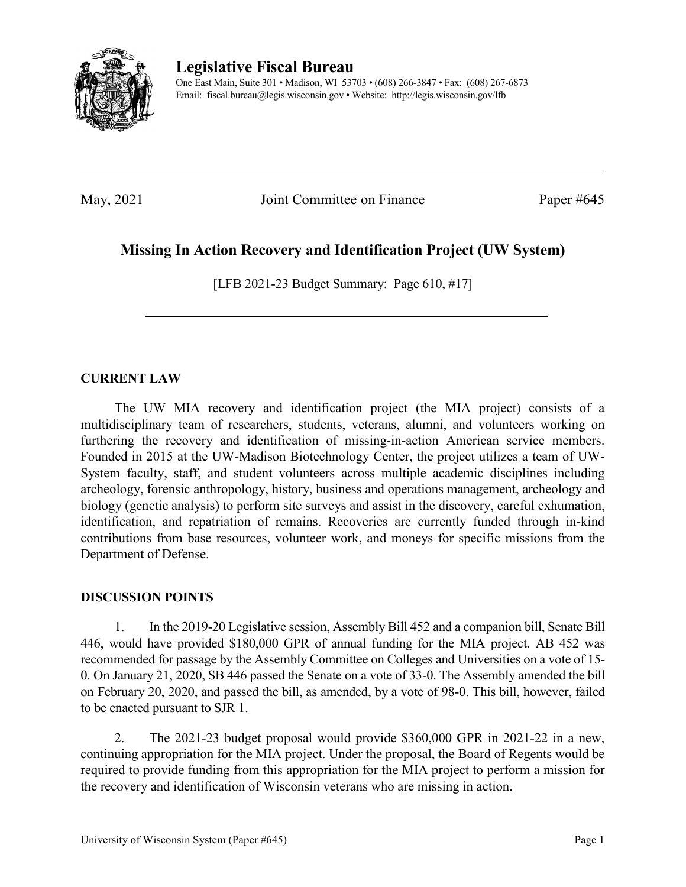# Legislative Fiscal Bureau

One East Main, Suite 301 • Madison, WI 53703 • (608) 266-3847 • Fax: (608) 267-6873
Email: fiscal.bureau@legis.wisconsin.gov • Website: http://legis.wisconsin.gov/lfb

---

May, 2021 Joint Committee on Finance Paper #645

## Missing In Action Recovery and Identification Project (UW System)

[LFB 2021-23 Budget Summary: Page 610, #17]

---

### CURRENT LAW

The UW MIA recovery and identification project (the MIA project) consists of a multidisciplinary team of researchers, students, veterans, alumni, and volunteers working on furthering the recovery and identification of missing-in-action American service members. Founded in 2015 at the UW-Madison Biotechnology Center, the project utilizes a team of UW-System faculty, staff, and student volunteers across multiple academic disciplines including archeology, forensic anthropology, history, business and operations management, archeology and biology (genetic analysis) to perform site surveys and assist in the discovery, careful exhumation, identification, and repatriation of remains. Recoveries are currently funded through in-kind contributions from base resources, volunteer work, and moneys for specific missions from the Department of Defense.

### DISCUSSION POINTS

1. In the 2019-20 Legislative session, Assembly Bill 452 and a companion bill, Senate Bill 446, would have provided $180,000 GPR of annual funding for the MIA project. AB 452 was recommended for passage by the Assembly Committee on Colleges and Universities on a vote of 15-0. On January 21, 2020, SB 446 passed the Senate on a vote of 33-0. The Assembly amended the bill on February 20, 2020, and passed the bill, as amended, by a vote of 98-0. This bill, however, failed to be enacted pursuant to SJR 1.

2. The 2021-23 budget proposal would provide $360,000 GPR in 2021-22 in a new, continuing appropriation for the MIA project. Under the proposal, the Board of Regents would be required to provide funding from this appropriation for the MIA project to perform a mission for the recovery and identification of Wisconsin veterans who are missing in action.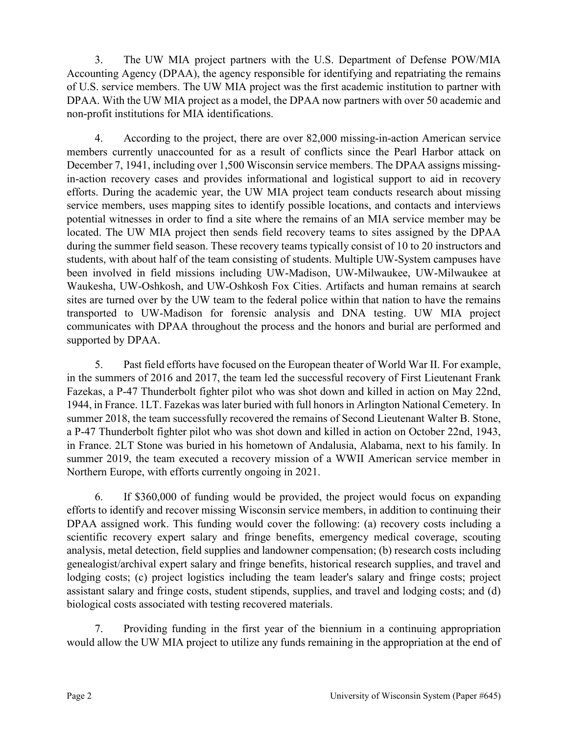3. The UW MIA project partners with the U.S. Department of Defense POW/MIA Accounting Agency (DPAA), the agency responsible for identifying and repatriating the remains of U.S. service members. The UW MIA project was the first academic institution to partner with DPAA. With the UW MIA project as a model, the DPAA now partners with over 50 academic and non-profit institutions for MIA identifications.

4. According to the project, there are over 82,000 missing-in-action American service members currently unaccounted for as a result of conflicts since the Pearl Harbor attack on December 7, 1941, including over 1,500 Wisconsin service members. The DPAA assigns missing-in-action recovery cases and provides informational and logistical support to aid in recovery efforts. During the academic year, the UW MIA project team conducts research about missing service members, uses mapping sites to identify possible locations, and contacts and interviews potential witnesses in order to find a site where the remains of an MIA service member may be located. The UW MIA project then sends field recovery teams to sites assigned by the DPAA during the summer field season. These recovery teams typically consist of 10 to 20 instructors and students, with about half of the team consisting of students. Multiple UW-System campuses have been involved in field missions including UW-Madison, UW-Milwaukee, UW-Milwaukee at Waukesha, UW-Oshkosh, and UW-Oshkosh Fox Cities. Artifacts and human remains at search sites are turned over by the UW team to the federal police within that nation to have the remains transported to UW-Madison for forensic analysis and DNA testing. UW MIA project communicates with DPAA throughout the process and the honors and burial are performed and supported by DPAA.

5. Past field efforts have focused on the European theater of World War II. For example, in the summers of 2016 and 2017, the team led the successful recovery of First Lieutenant Frank Fazekas, a P-47 Thunderbolt fighter pilot who was shot down and killed in action on May 22nd, 1944, in France. 1LT. Fazekas was later buried with full honors in Arlington National Cemetery. In summer 2018, the team successfully recovered the remains of Second Lieutenant Walter B. Stone, a P-47 Thunderbolt fighter pilot who was shot down and killed in action on October 22nd, 1943, in France. 2LT Stone was buried in his hometown of Andalusia, Alabama, next to his family. In summer 2019, the team executed a recovery mission of a WWII American service member in Northern Europe, with efforts currently ongoing in 2021.

6. If $360,000 of funding would be provided, the project would focus on expanding efforts to identify and recover missing Wisconsin service members, in addition to continuing their DPAA assigned work. This funding would cover the following: (a) recovery costs including a scientific recovery expert salary and fringe benefits, emergency medical coverage, scouting analysis, metal detection, field supplies and landowner compensation; (b) research costs including genealogist/archival expert salary and fringe benefits, historical research supplies, and travel and lodging costs; (c) project logistics including the team leader's salary and fringe costs; project assistant salary and fringe costs, student stipends, supplies, and travel and lodging costs; and (d) biological costs associated with testing recovered materials.

7. Providing funding in the first year of the biennium in a continuing appropriation would allow the UW MIA project to utilize any funds remaining in the appropriation at the end of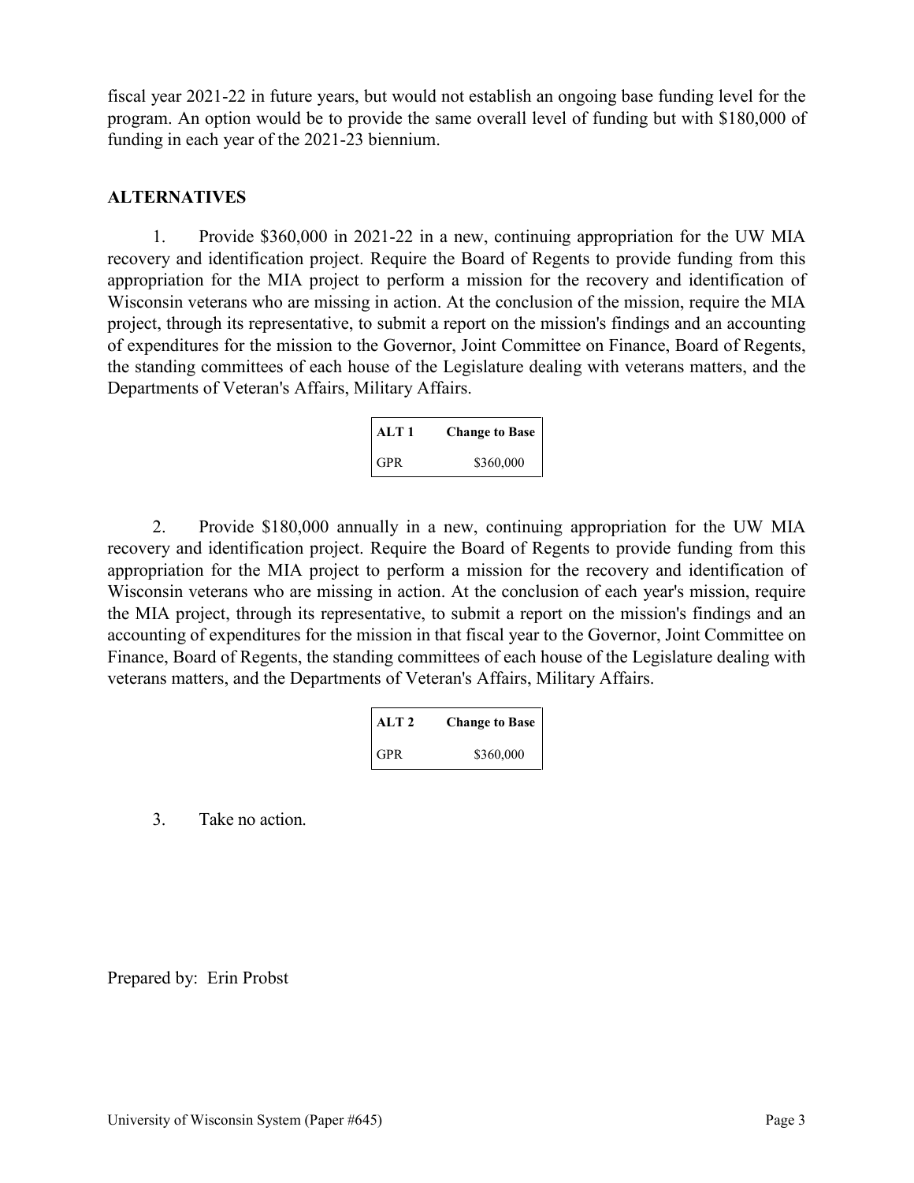fiscal year 2021-22 in future years, but would not establish an ongoing base funding level for the program. An option would be to provide the same overall level of funding but with $180,000 of funding in each year of the 2021-23 biennium.

## ALTERNATIVES

1. Provide $360,000 in 2021-22 in a new, continuing appropriation for the UW MIA recovery and identification project. Require the Board of Regents to provide funding from this appropriation for the MIA project to perform a mission for the recovery and identification of Wisconsin veterans who are missing in action. At the conclusion of the mission, require the MIA project, through its representative, to submit a report on the mission's findings and an accounting of expenditures for the mission to the Governor, Joint Committee on Finance, Board of Regents, the standing committees of each house of the Legislature dealing with veterans matters, and the Departments of Veteran's Affairs, Military Affairs.

| ALT 1 | Change to Base |
|---|---|
| GPR | $360,000 |

2. Provide $180,000 annually in a new, continuing appropriation for the UW MIA recovery and identification project. Require the Board of Regents to provide funding from this appropriation for the MIA project to perform a mission for the recovery and identification of Wisconsin veterans who are missing in action. At the conclusion of each year's mission, require the MIA project, through its representative, to submit a report on the mission's findings and an accounting of expenditures for the mission in that fiscal year to the Governor, Joint Committee on Finance, Board of Regents, the standing committees of each house of the Legislature dealing with veterans matters, and the Departments of Veteran's Affairs, Military Affairs.

| ALT 2 | Change to Base |
|---|---|
| GPR | $360,000 |

3. Take no action.

Prepared by: Erin Probst